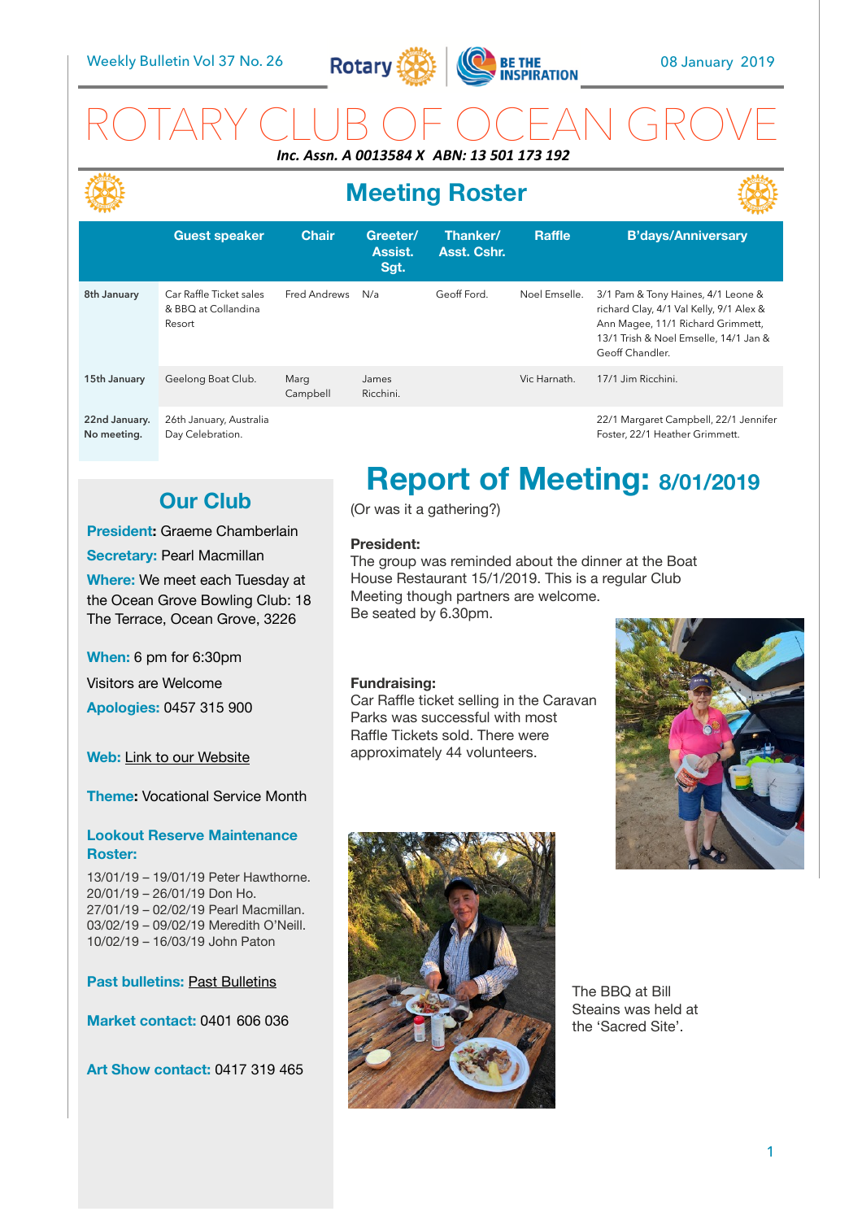Weekly Bulletin Vol 37 No. 26

08 January 2019

# ROTARY CLUB OF OCEAN GROVE

***Inc. Assn. A 0013584 X ABN: 13 501 173 192***

## Meeting Roster

| | Guest speaker | Chair | Greeter/ Assist. Sgt. | Thanker/ Asst. Cshr. | Raffle | B'days/Anniversary |
|---|---|---|---|---|---|---|
| 8th January | Car Raffle Ticket sales & BBQ at Collandina Resort | Fred Andrews | N/a | Geoff Ford. | Noel Emselle. | 3/1 Pam & Tony Haines, 4/1 Leone & richard Clay, 4/1 Val Kelly, 9/1 Alex & Ann Magee, 11/1 Richard Grimmett, 13/1 Trish & Noel Emselle, 14/1 Jan & Geoff Chandler. |
| 15th January | Geelong Boat Club. | Marg Campbell | James Ricchini. | | Vic Harnath. | 17/1 Jim Ricchini. |
| 22nd January. No meeting. | 26th January, Australia Day Celebration. | | | | | 22/1 Margaret Campbell, 22/1 Jennifer Foster, 22/1 Heather Grimmett. |

## Our Club

**President:** Graeme Chamberlain

**Secretary:** Pearl Macmillan

**Where:** We meet each Tuesday at the Ocean Grove Bowling Club: 18 The Terrace, Ocean Grove, 3226

**When:** 6 pm for 6:30pm

Visitors are Welcome

**Apologies:** 0457 315 900

**Web:** Link to our Website

**Theme:** Vocational Service Month

**Lookout Reserve Maintenance Roster:**

13/01/19 – 19/01/19 Peter Hawthorne.
20/01/19 – 26/01/19 Don Ho.
27/01/19 – 02/02/19 Pearl Macmillan.
03/02/19 – 09/02/19 Meredith O'Neill.
10/02/19 – 16/03/19 John Paton

**Past bulletins:** Past Bulletins

**Market contact:** 0401 606 036

**Art Show contact:** 0417 319 465

## Report of Meeting: 8/01/2019

(Or was it a gathering?)

**President:**
The group was reminded about the dinner at the Boat House Restaurant 15/1/2019. This is a regular Club Meeting though partners are welcome.
Be seated by 6.30pm.

**Fundraising:**
Car Raffle ticket selling in the Caravan Parks was successful with most Raffle Tickets sold. There were approximately 44 volunteers.

The BBQ at Bill Steains was held at the 'Sacred Site'.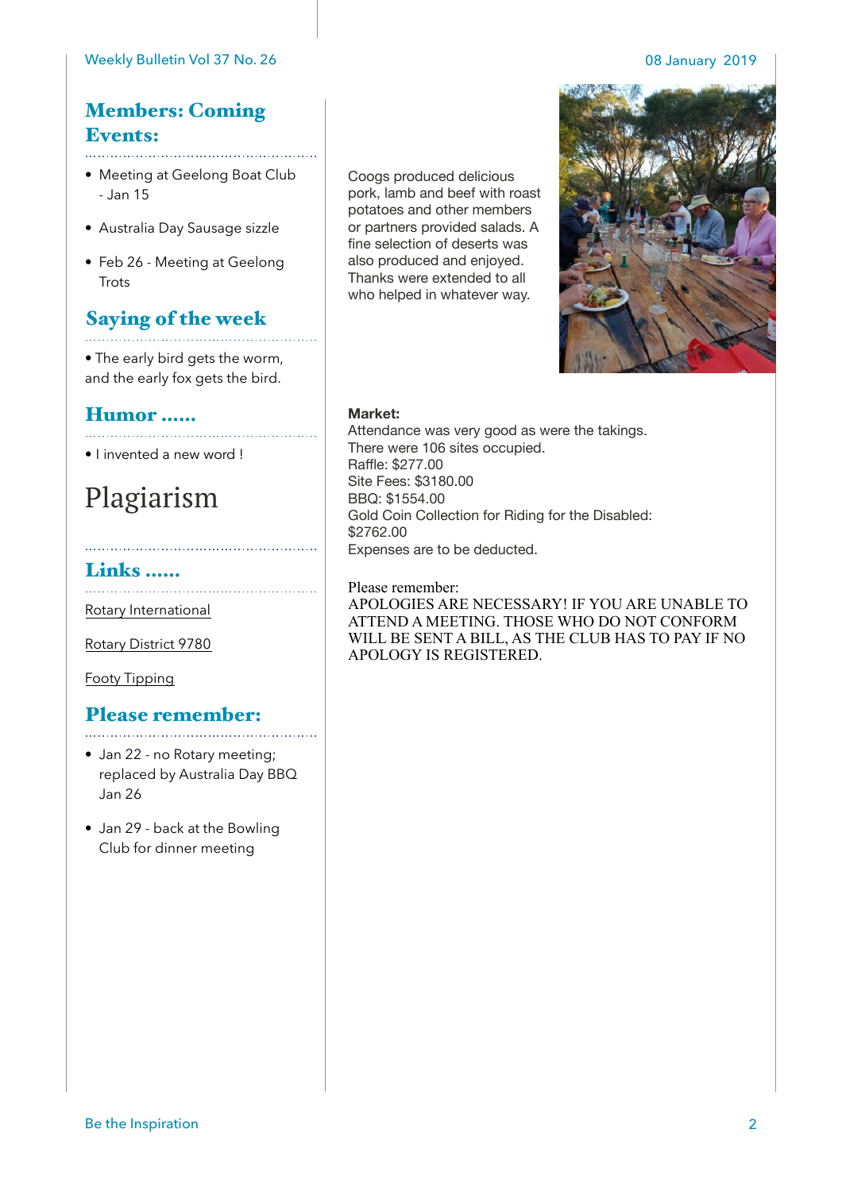## Members: Coming Events:

- Meeting at Geelong Boat Club - Jan 15
- Australia Day Sausage sizzle
- Feb 26 - Meeting at Geelong Trots

## Saying of the week

• The early bird gets the worm, and the early fox gets the bird.

## Humor ......

• I invented a new word !

# Plagiarism

## Links ......

Rotary International

Rotary District 9780

Footy Tipping

## Please remember:

- Jan 22 - no Rotary meeting; replaced by Australia Day BBQ Jan 26
- Jan 29 - back at the Bowling Club for dinner meeting

Coogs produced delicious pork, lamb and beef with roast potatoes and other members or partners provided salads. A fine selection of deserts was also produced and enjoyed. Thanks were extended to all who helped in whatever way.

**Market:**
Attendance was very good as were the takings.
There were 106 sites occupied.
Raffle: $277.00
Site Fees: $3180.00
BBQ: $1554.00
Gold Coin Collection for Riding for the Disabled: $2762.00
Expenses are to be deducted.

Please remember:
APOLOGIES ARE NECESSARY! IF YOU ARE UNABLE TO ATTEND A MEETING. THOSE WHO DO NOT CONFORM WILL BE SENT A BILL, AS THE CLUB HAS TO PAY IF NO APOLOGY IS REGISTERED.